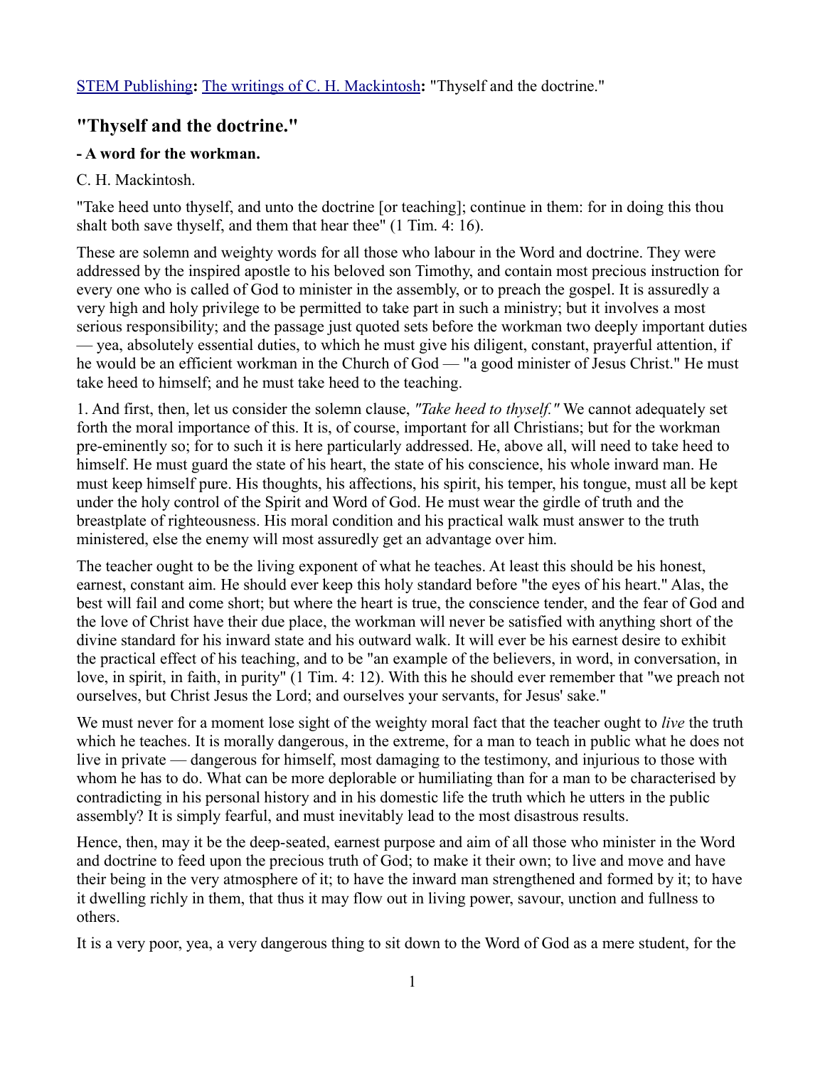STEM Publishing**:** The writings of C. H. Mackintosh**:** "Thyself and the doctrine."

## "Thyself and the doctrine."

### - A word for the workman.

C. H. Mackintosh.

"Take heed unto thyself, and unto the doctrine [or teaching]; continue in them: for in doing this thou shalt both save thyself, and them that hear thee" (1 Tim. 4: 16).

These are solemn and weighty words for all those who labour in the Word and doctrine. They were addressed by the inspired apostle to his beloved son Timothy, and contain most precious instruction for every one who is called of God to minister in the assembly, or to preach the gospel. It is assuredly a very high and holy privilege to be permitted to take part in such a ministry; but it involves a most serious responsibility; and the passage just quoted sets before the workman two deeply important duties — yea, absolutely essential duties, to which he must give his diligent, constant, prayerful attention, if he would be an efficient workman in the Church of God — "a good minister of Jesus Christ." He must take heed to himself; and he must take heed to the teaching.

1. And first, then, let us consider the solemn clause, *"Take heed to thyself."* We cannot adequately set forth the moral importance of this. It is, of course, important for all Christians; but for the workman pre-eminently so; for to such it is here particularly addressed. He, above all, will need to take heed to himself. He must guard the state of his heart, the state of his conscience, his whole inward man. He must keep himself pure. His thoughts, his affections, his spirit, his temper, his tongue, must all be kept under the holy control of the Spirit and Word of God. He must wear the girdle of truth and the breastplate of righteousness. His moral condition and his practical walk must answer to the truth ministered, else the enemy will most assuredly get an advantage over him.

The teacher ought to be the living exponent of what he teaches. At least this should be his honest, earnest, constant aim. He should ever keep this holy standard before "the eyes of his heart." Alas, the best will fail and come short; but where the heart is true, the conscience tender, and the fear of God and the love of Christ have their due place, the workman will never be satisfied with anything short of the divine standard for his inward state and his outward walk. It will ever be his earnest desire to exhibit the practical effect of his teaching, and to be "an example of the believers, in word, in conversation, in love, in spirit, in faith, in purity" (1 Tim. 4: 12). With this he should ever remember that "we preach not ourselves, but Christ Jesus the Lord; and ourselves your servants, for Jesus' sake."

We must never for a moment lose sight of the weighty moral fact that the teacher ought to *live* the truth which he teaches. It is morally dangerous, in the extreme, for a man to teach in public what he does not live in private — dangerous for himself, most damaging to the testimony, and injurious to those with whom he has to do. What can be more deplorable or humiliating than for a man to be characterised by contradicting in his personal history and in his domestic life the truth which he utters in the public assembly? It is simply fearful, and must inevitably lead to the most disastrous results.

Hence, then, may it be the deep-seated, earnest purpose and aim of all those who minister in the Word and doctrine to feed upon the precious truth of God; to make it their own; to live and move and have their being in the very atmosphere of it; to have the inward man strengthened and formed by it; to have it dwelling richly in them, that thus it may flow out in living power, savour, unction and fullness to others.

It is a very poor, yea, a very dangerous thing to sit down to the Word of God as a mere student, for the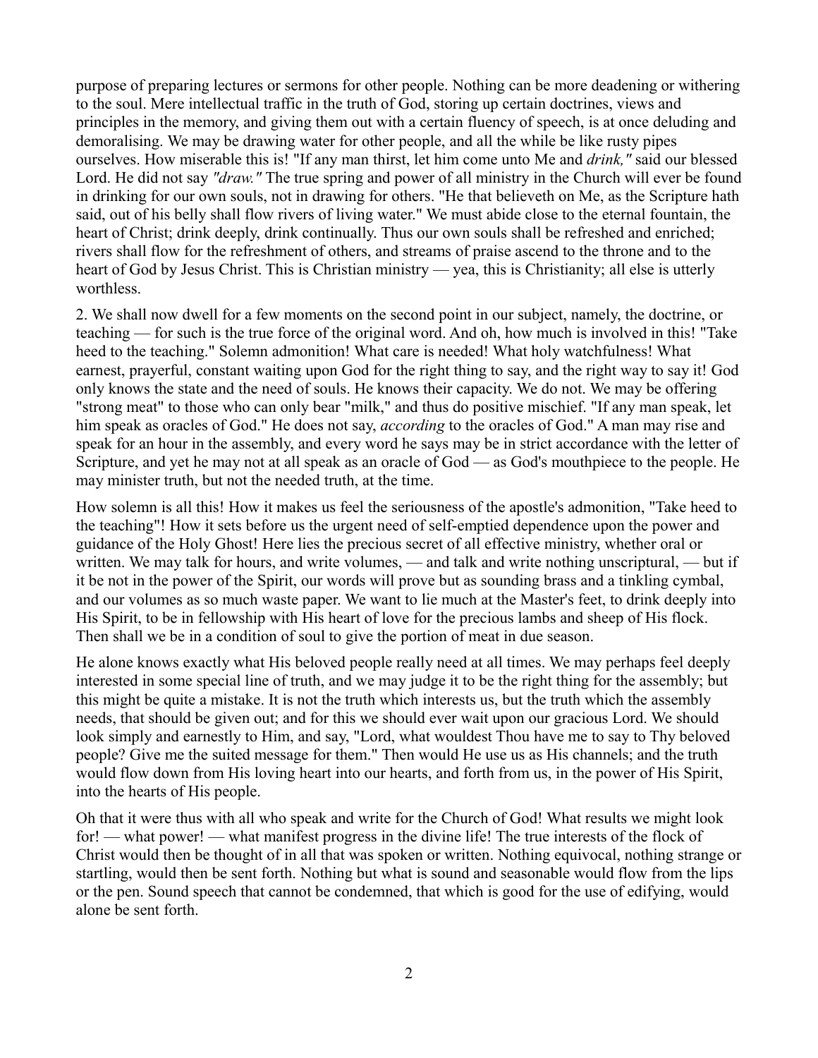purpose of preparing lectures or sermons for other people. Nothing can be more deadening or withering to the soul. Mere intellectual traffic in the truth of God, storing up certain doctrines, views and principles in the memory, and giving them out with a certain fluency of speech, is at once deluding and demoralising. We may be drawing water for other people, and all the while be like rusty pipes ourselves. How miserable this is! "If any man thirst, let him come unto Me and *drink,"* said our blessed Lord. He did not say *"draw."* The true spring and power of all ministry in the Church will ever be found in drinking for our own souls, not in drawing for others. "He that believeth on Me, as the Scripture hath said, out of his belly shall flow rivers of living water." We must abide close to the eternal fountain, the heart of Christ; drink deeply, drink continually. Thus our own souls shall be refreshed and enriched; rivers shall flow for the refreshment of others, and streams of praise ascend to the throne and to the heart of God by Jesus Christ. This is Christian ministry — yea, this is Christianity; all else is utterly worthless.

2. We shall now dwell for a few moments on the second point in our subject, namely, the doctrine, or teaching — for such is the true force of the original word. And oh, how much is involved in this! "Take heed to the teaching." Solemn admonition! What care is needed! What holy watchfulness! What earnest, prayerful, constant waiting upon God for the right thing to say, and the right way to say it! God only knows the state and the need of souls. He knows their capacity. We do not. We may be offering "strong meat" to those who can only bear "milk," and thus do positive mischief. "If any man speak, let him speak as oracles of God." He does not say, *according* to the oracles of God." A man may rise and speak for an hour in the assembly, and every word he says may be in strict accordance with the letter of Scripture, and yet he may not at all speak as an oracle of God — as God's mouthpiece to the people. He may minister truth, but not the needed truth, at the time.

How solemn is all this! How it makes us feel the seriousness of the apostle's admonition, "Take heed to the teaching"! How it sets before us the urgent need of self-emptied dependence upon the power and guidance of the Holy Ghost! Here lies the precious secret of all effective ministry, whether oral or written. We may talk for hours, and write volumes, — and talk and write nothing unscriptural, — but if it be not in the power of the Spirit, our words will prove but as sounding brass and a tinkling cymbal, and our volumes as so much waste paper. We want to lie much at the Master's feet, to drink deeply into His Spirit, to be in fellowship with His heart of love for the precious lambs and sheep of His flock. Then shall we be in a condition of soul to give the portion of meat in due season.

He alone knows exactly what His beloved people really need at all times. We may perhaps feel deeply interested in some special line of truth, and we may judge it to be the right thing for the assembly; but this might be quite a mistake. It is not the truth which interests us, but the truth which the assembly needs, that should be given out; and for this we should ever wait upon our gracious Lord. We should look simply and earnestly to Him, and say, "Lord, what wouldest Thou have me to say to Thy beloved people? Give me the suited message for them." Then would He use us as His channels; and the truth would flow down from His loving heart into our hearts, and forth from us, in the power of His Spirit, into the hearts of His people.

Oh that it were thus with all who speak and write for the Church of God! What results we might look for! — what power! — what manifest progress in the divine life! The true interests of the flock of Christ would then be thought of in all that was spoken or written. Nothing equivocal, nothing strange or startling, would then be sent forth. Nothing but what is sound and seasonable would flow from the lips or the pen. Sound speech that cannot be condemned, that which is good for the use of edifying, would alone be sent forth.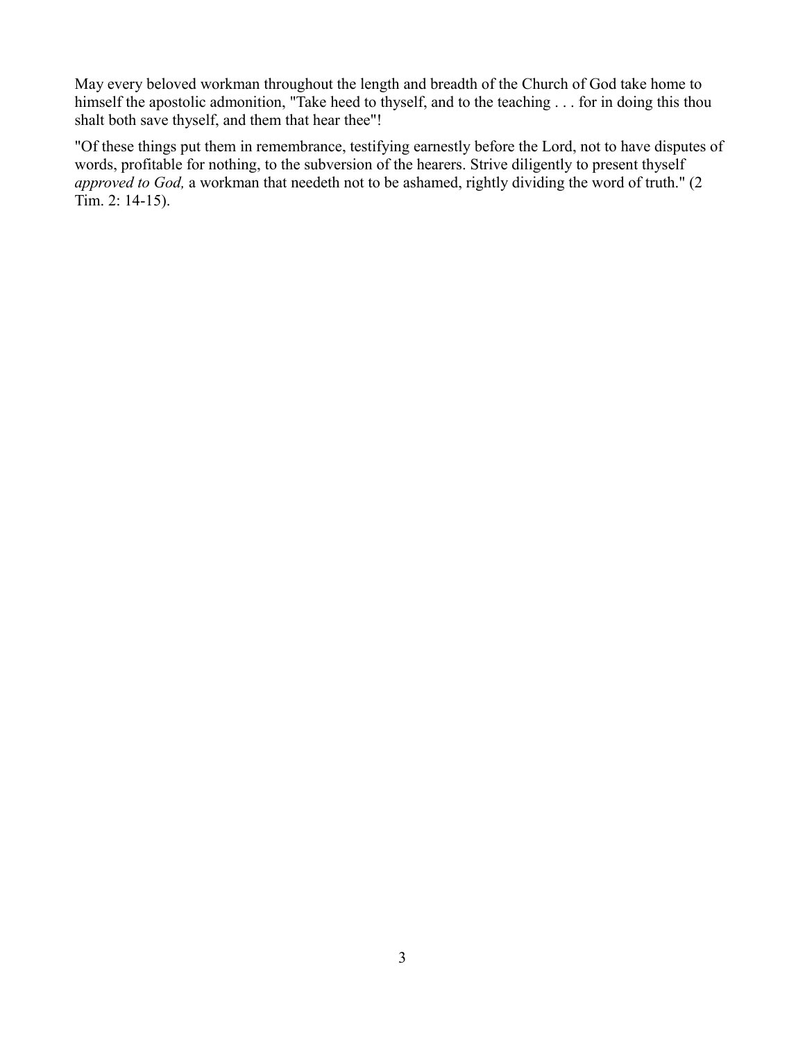May every beloved workman throughout the length and breadth of the Church of God take home to himself the apostolic admonition, "Take heed to thyself, and to the teaching . . . for in doing this thou shalt both save thyself, and them that hear thee"!

"Of these things put them in remembrance, testifying earnestly before the Lord, not to have disputes of words, profitable for nothing, to the subversion of the hearers. Strive diligently to present thyself *approved to God,* a workman that needeth not to be ashamed, rightly dividing the word of truth." (2 Tim. 2: 14-15).